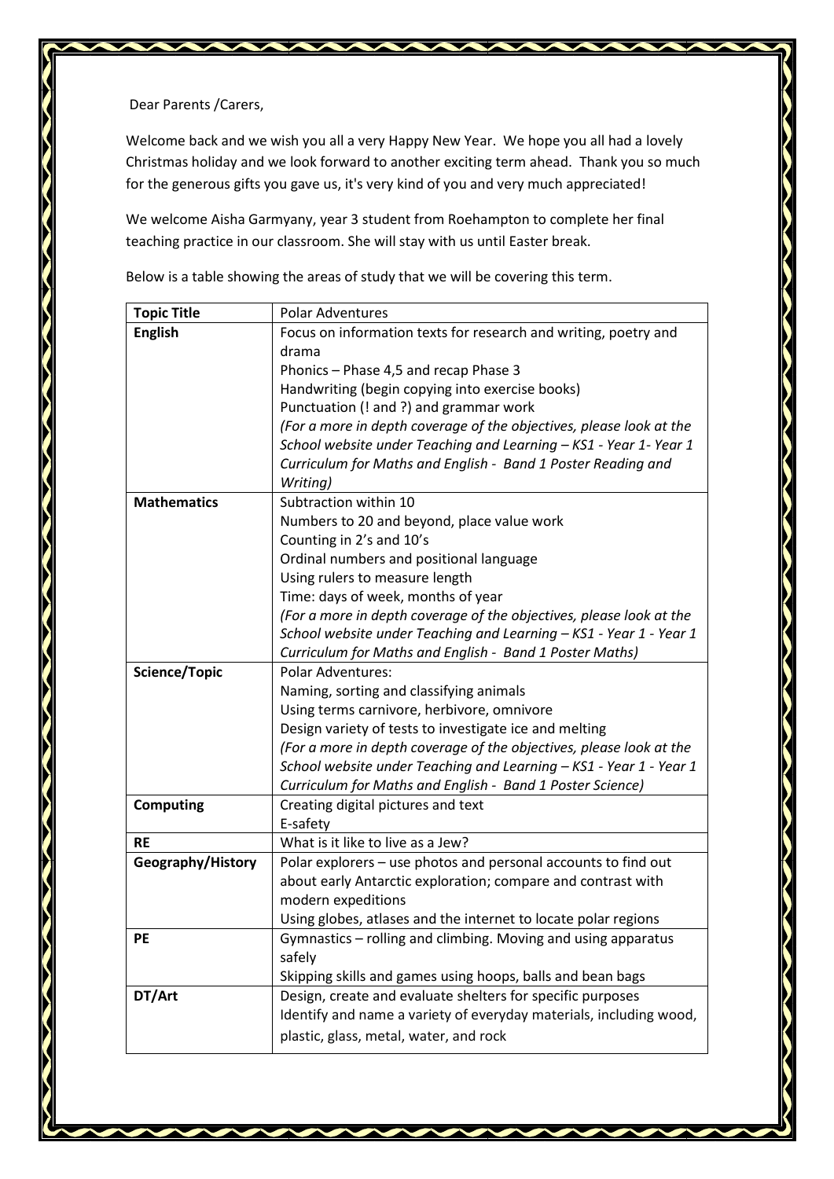Dear Parents /Carers,

Welcome back and we wish you all a very Happy New Year. We hope you all had a lovely Christmas holiday and we look forward to another exciting term ahead. Thank you so much for the generous gifts you gave us, it's very kind of you and very much appreciated!

We welcome Aisha Garmyany, year 3 student from Roehampton to complete her final teaching practice in our classroom. She will stay with us until Easter break.

Below is a table showing the areas of study that we will be covering this term.

| **Topic Title** | Polar Adventures |
|---|---|
| **English** | Focus on information texts for research and writing, poetry and drama<br>Phonics – Phase 4,5 and recap Phase 3<br>Handwriting (begin copying into exercise books)<br>Punctuation (! and ?) and grammar work<br>*(For a more in depth coverage of the objectives, please look at the School website under Teaching and Learning – KS1 - Year 1- Year 1 Curriculum for Maths and English - Band 1 Poster Reading and Writing)* |
| **Mathematics** | Subtraction within 10<br>Numbers to 20 and beyond, place value work<br>Counting in 2's and 10's<br>Ordinal numbers and positional language<br>Using rulers to measure length<br>Time: days of week, months of year<br>*(For a more in depth coverage of the objectives, please look at the School website under Teaching and Learning – KS1 - Year 1 - Year 1 Curriculum for Maths and English - Band 1 Poster Maths)* |
| **Science/Topic** | Polar Adventures:<br>Naming, sorting and classifying animals<br>Using terms carnivore, herbivore, omnivore<br>Design variety of tests to investigate ice and melting<br>*(For a more in depth coverage of the objectives, please look at the School website under Teaching and Learning – KS1 - Year 1 - Year 1 Curriculum for Maths and English - Band 1 Poster Science)* |
| **Computing** | Creating digital pictures and text<br>E-safety |
| **RE** | What is it like to live as a Jew? |
| **Geography/History** | Polar explorers – use photos and personal accounts to find out about early Antarctic exploration; compare and contrast with modern expeditions<br>Using globes, atlases and the internet to locate polar regions |
| **PE** | Gymnastics – rolling and climbing. Moving and using apparatus safely<br>Skipping skills and games using hoops, balls and bean bags |
| **DT/Art** | Design, create and evaluate shelters for specific purposes<br>Identify and name a variety of everyday materials, including wood, plastic, glass, metal, water, and rock |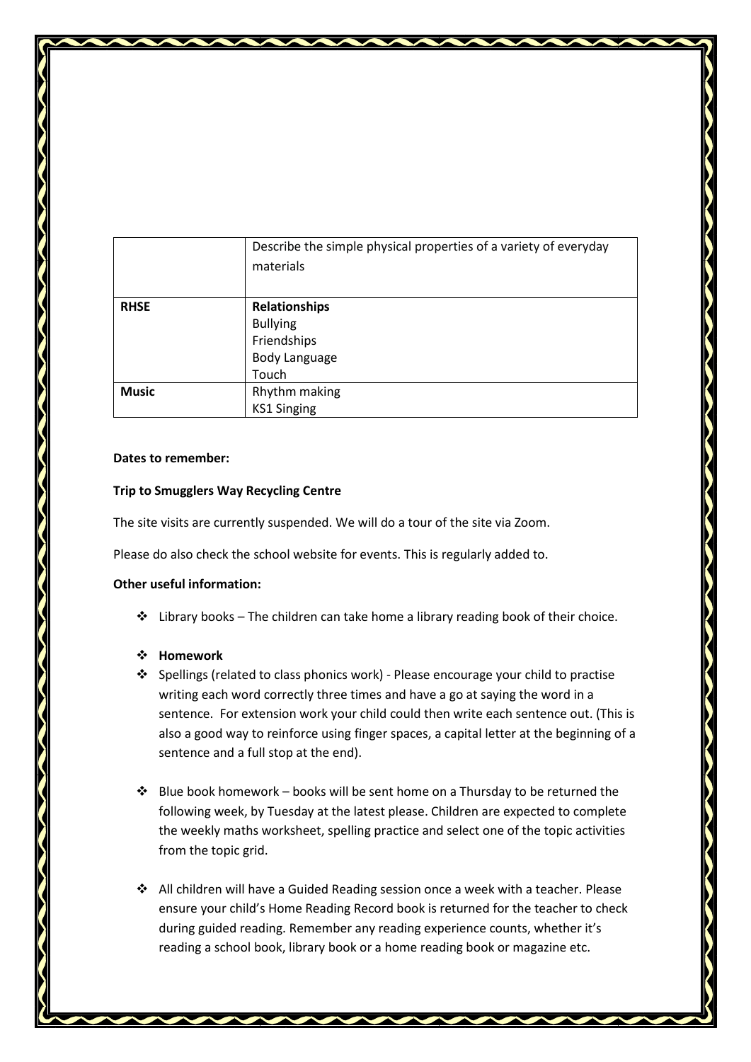| | |
|---|---|
| | Describe the simple physical properties of a variety of everyday materials |
| **RHSE** | **Relationships**<br>Bullying<br>Friendships<br>Body Language<br>Touch |
| **Music** | Rhythm making<br>KS1 Singing |

**Dates to remember:**

**Trip to Smugglers Way Recycling Centre**

The site visits are currently suspended. We will do a tour of the site via Zoom.

Please do also check the school website for events. This is regularly added to.

**Other useful information:**

- Library books – The children can take home a library reading book of their choice.

- **Homework**
- Spellings (related to class phonics work) - Please encourage your child to practise writing each word correctly three times and have a go at saying the word in a sentence. For extension work your child could then write each sentence out. (This is also a good way to reinforce using finger spaces, a capital letter at the beginning of a sentence and a full stop at the end).

- Blue book homework – books will be sent home on a Thursday to be returned the following week, by Tuesday at the latest please. Children are expected to complete the weekly maths worksheet, spelling practice and select one of the topic activities from the topic grid.

- All children will have a Guided Reading session once a week with a teacher. Please ensure your child's Home Reading Record book is returned for the teacher to check during guided reading. Remember any reading experience counts, whether it's reading a school book, library book or a home reading book or magazine etc.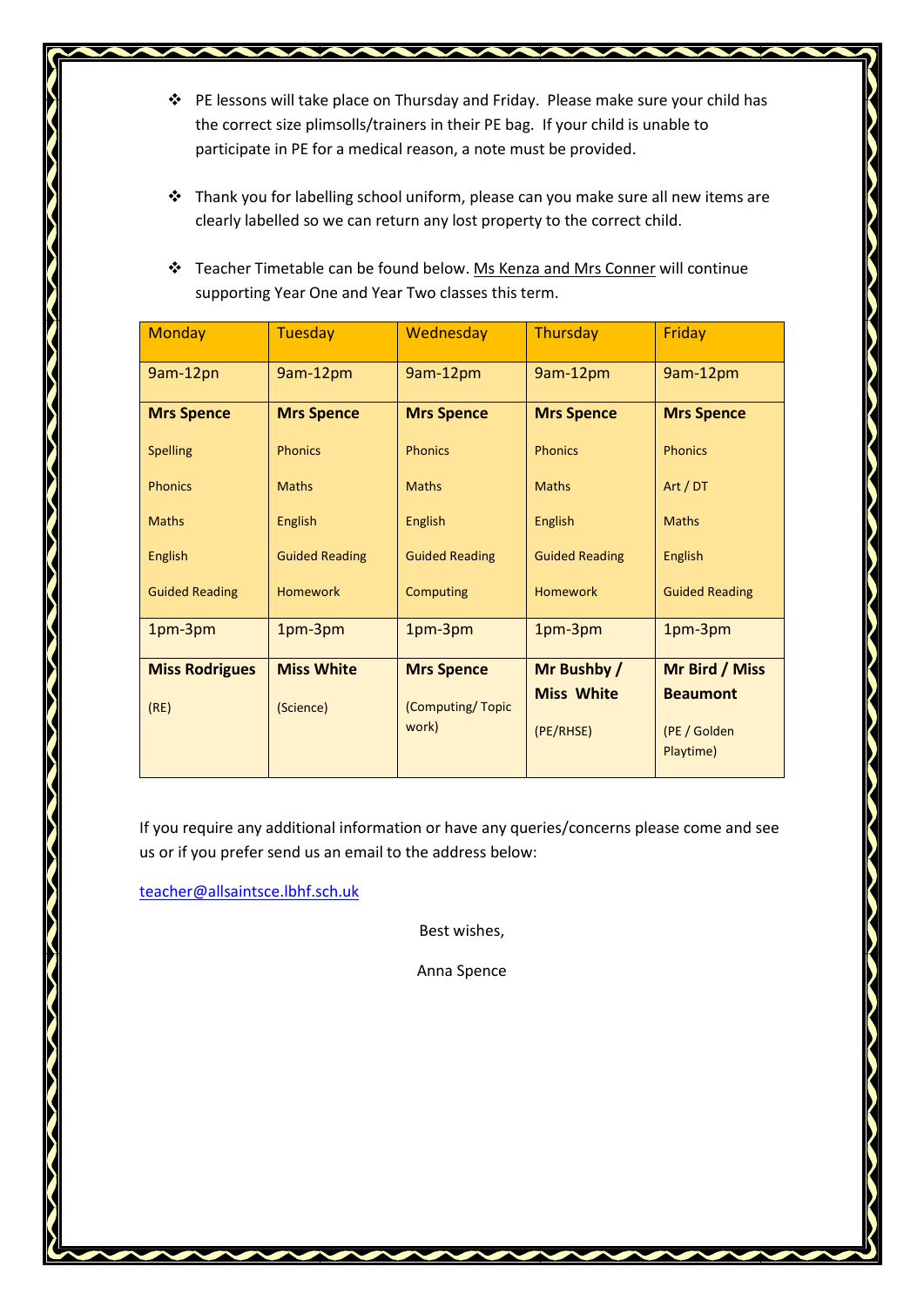- PE lessons will take place on Thursday and Friday. Please make sure your child has the correct size plimsolls/trainers in their PE bag. If your child is unable to participate in PE for a medical reason, a note must be provided.

- Thank you for labelling school uniform, please can you make sure all new items are clearly labelled so we can return any lost property to the correct child.

- Teacher Timetable can be found below. Ms Kenza and Mrs Conner will continue supporting Year One and Year Two classes this term.

| Monday | Tuesday | Wednesday | Thursday | Friday |
|---|---|---|---|---|
| 9am-12pn | 9am-12pm | 9am-12pm | 9am-12pm | 9am-12pm |
| **Mrs Spence**<br>Spelling<br>Phonics<br>Maths<br>English<br>Guided Reading | **Mrs Spence**<br>Phonics<br>Maths<br>English<br>Guided Reading<br>Homework | **Mrs Spence**<br>Phonics<br>Maths<br>English<br>Guided Reading<br>Computing | **Mrs Spence**<br>Phonics<br>Maths<br>English<br>Guided Reading<br>Homework | **Mrs Spence**<br>Phonics<br>Art / DT<br>Maths<br>English<br>Guided Reading |
| 1pm-3pm | 1pm-3pm | 1pm-3pm | 1pm-3pm | 1pm-3pm |
| **Miss Rodrigues**<br>(RE) | **Miss White**<br>(Science) | **Mrs Spence**<br>(Computing/ Topic work) | **Mr Bushby / Miss White**<br>(PE/RHSE) | **Mr Bird / Miss Beaumont**<br>(PE / Golden Playtime) |

If you require any additional information or have any queries/concerns please come and see us or if you prefer send us an email to the address below:

teacher@allsaintsce.lbhf.sch.uk

Best wishes,

Anna Spence